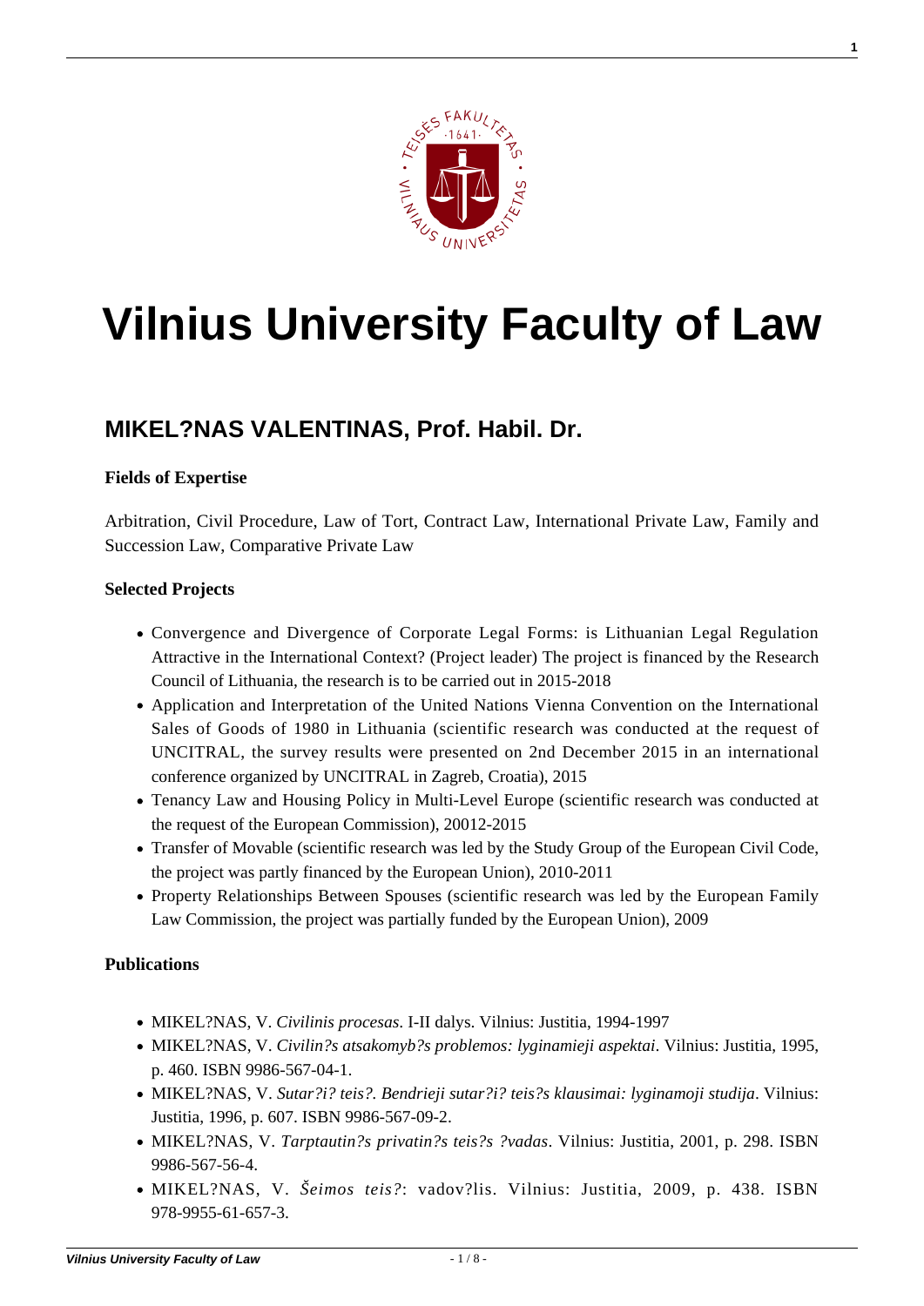# Vilnius University Faculty of Law

## MIKEL?NAS VALENTINAS, Prof. Habil. Dr.

**Fields of Expertise**

Arbitration, Civil Procedure, Law of Tort, Contract Law, International Private Law, Family and Succession Law, Comparative Private Law

**Selected Projects**

- Convergence and Divergence of Corporate Legal Forms: is Lithuanian Legal Regulation Attractive in the International Context? (Project leader) The project is financed by the Research Council of Lithuania, the research is to be carried out in 2015-2018
- Application and Interpretation of the United Nations Vienna Convention on the International Sales of Goods of 1980 in Lithuania (scientific research was conducted at the request of UNCITRAL, the survey results were presented on 2nd December 2015 in an international conference organized by UNCITRAL in Zagreb, Croatia), 2015
- Tenancy Law and Housing Policy in Multi-Level Europe (scientific research was conducted at the request of the European Commission), 20012-2015
- Transfer of Movable (scientific research was led by the Study Group of the European Civil Code, the project was partly financed by the European Union), 2010-2011
- Property Relationships Between Spouses (scientific research was led by the European Family Law Commission, the project was partially funded by the European Union), 2009

**Publications**

- MIKEL?NAS, V. *Civilinis procesas*. I-II dalys. Vilnius: Justitia, 1994-1997
- MIKEL?NAS, V. *Civilin?s atsakomyb?s problemos: lyginamieji aspektai*. Vilnius: Justitia, 1995, p. 460. ISBN 9986-567-04-1.
- MIKEL?NAS, V. *Sutar?i? teis?. Bendrieji sutar?i? teis?s klausimai: lyginamoji studija*. Vilnius: Justitia, 1996, p. 607. ISBN 9986-567-09-2.
- MIKEL?NAS, V. *Tarptautin?s privatin?s teis?s ?vadas*. Vilnius: Justitia, 2001, p. 298. ISBN 9986-567-56-4.
- MIKEL?NAS, V. *Šeimos teis?*: vadov?lis. Vilnius: Justitia, 2009, p. 438. ISBN 978-9955-61-657-3.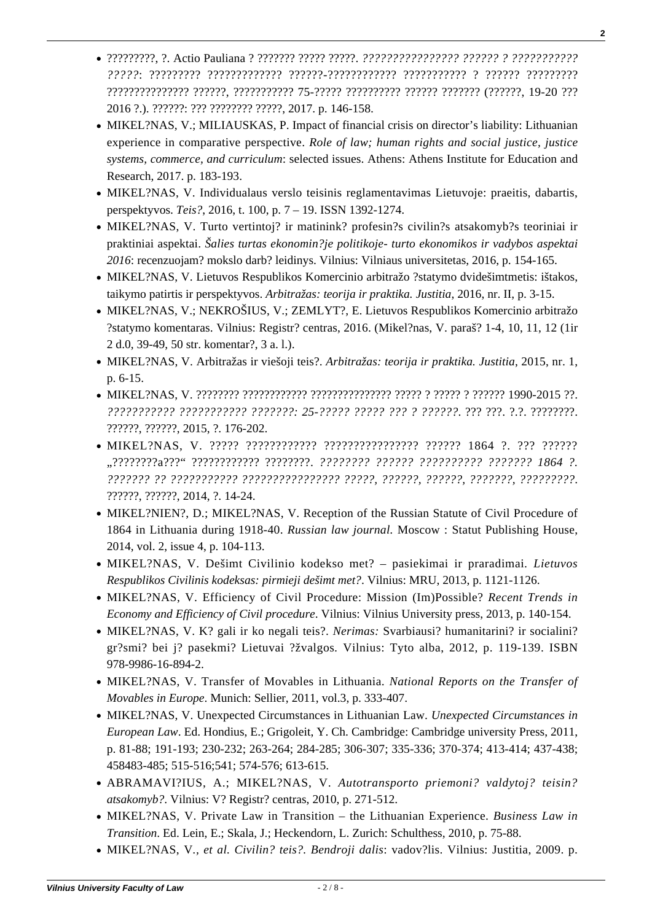- ?????????, ?. Actio Pauliana ? ??????? ????? ?????. *??????????????? ?????? ? ??????????? ?????*: ????????? ????????????? ??????-???????????? ??????????? ? ?????? ????????? ??????????????? ??????, ??????????? 75-????? ?????????? ?????? ??????? (??????, 19-20 ??? 2016 ?.). ??????: ??? ???????? ?????, 2017. p. 146-158.
- MIKEL?NAS, V.; MILIAUSKAS, P. Impact of financial crisis on director's liability: Lithuanian experience in comparative perspective. *Role of law; human rights and social justice, justice systems, commerce, and curriculum*: selected issues. Athens: Athens Institute for Education and Research, 2017. p. 183-193.
- MIKEL?NAS, V. Individualaus verslo teisinis reglamentavimas Lietuvoje: praeitis, dabartis, perspektyvos. *Teis?*, 2016, t. 100, p. 7 – 19. ISSN 1392-1274.
- MIKEL?NAS, V. Turto vertintoj? ir matinink? profesin?s civilin?s atsakomyb?s teoriniai ir praktiniai aspektai. *Šalies turtas ekonomin?je politikoje- turto ekonomikos ir vadybos aspektai 2016*: recenzuojam? mokslo darb? leidinys. Vilnius: Vilniaus universitetas, 2016, p. 154-165.
- MIKEL?NAS, V. Lietuvos Respublikos Komercinio arbitražo ?statymo dvidešimtmetis: ištakos, taikymo patirtis ir perspektyvos. *Arbitražas: teorija ir praktika. Justitia*, 2016, nr. II, p. 3-15.
- MIKEL?NAS, V.; NEKROŠIUS, V.; ZEMLYT?, E. Lietuvos Respublikos Komercinio arbitražo ?statymo komentaras. Vilnius: Registr? centras, 2016. (Mikel?nas, V. paraš? 1-4, 10, 11, 12 (1ir 2 d.0, 39-49, 50 str. komentar?, 3 a. l.).
- MIKEL?NAS, V. Arbitražas ir viešoji teis?. *Arbitražas: teorija ir praktika. Justitia*, 2015, nr. 1, p. 6-15.
- MIKEL?NAS, V. ???????? ???????????? ??????????????? ????? ? ????? ? ?????? 1990-2015 ??. *??????????? ??????????? ???????: 25-????? ????? ??? ? ??????*. ??? ???. ?.?. ????????. ??????, ??????, 2015, ?. 176-202.
- MIKEL?NAS, V. ????? ???????????? ???????????????? ?????? 1864 ?. ??? ?????? „????????a???“ ???????????? ????????. *???????? ?????? ?????????? ??????? 1864 ?. ??????? ?? ??????????? ??????????????? ?????, ??????, ??????, ???????, ?????????.* ??????, ??????, 2014, ?. 14-24.
- MIKEL?NIEN?, D.; MIKEL?NAS, V. Reception of the Russian Statute of Civil Procedure of 1864 in Lithuania during 1918-40. *Russian law journal*. Moscow : Statut Publishing House, 2014, vol. 2, issue 4, p. 104-113.
- MIKEL?NAS, V. Dešimt Civilinio kodekso met? – pasiekimai ir praradimai. *Lietuvos Respublikos Civilinis kodeksas: pirmieji dešimt met?*. Vilnius: MRU, 2013, p. 1121-1126.
- MIKEL?NAS, V. Efficiency of Civil Procedure: Mission (Im)Possible? *Recent Trends in Economy and Efficiency of Civil procedure*. Vilnius: Vilnius University press, 2013, p. 140-154.
- MIKEL?NAS, V. K? gali ir ko negali teis?. *Nerimas:* Svarbiausi? humanitarini? ir socialini? gr?smi? bei j? pasekmi? Lietuvai ?žvalgos. Vilnius: Tyto alba, 2012, p. 119-139. ISBN 978-9986-16-894-2.
- MIKEL?NAS, V. Transfer of Movables in Lithuania. *National Reports on the Transfer of Movables in Europe*. Munich: Sellier, 2011, vol.3, p. 333-407.
- MIKEL?NAS, V. Unexpected Circumstances in Lithuanian Law. *Unexpected Circumstances in European Law*. Ed. Hondius, E.; Grigoleit, Y. Ch. Cambridge: Cambridge university Press, 2011, p. 81-88; 191-193; 230-232; 263-264; 284-285; 306-307; 335-336; 370-374; 413-414; 437-438; 458483-485; 515-516;541; 574-576; 613-615.
- ABRAMAVI?IUS, A.; MIKEL?NAS, V. *Autotransporto priemoni? valdytoj? teisin? atsakomyb?*. Vilnius: V? Registr? centras, 2010, p. 271-512.
- MIKEL?NAS, V. Private Law in Transition – the Lithuanian Experience. *Business Law in Transition*. Ed. Lein, E.; Skala, J.; Heckendorn, L. Zurich: Schulthess, 2010, p. 75-88.
- MIKEL?NAS, V., *et al. Civilin? teis?. Bendroji dalis*: vadov?lis. Vilnius: Justitia, 2009. p.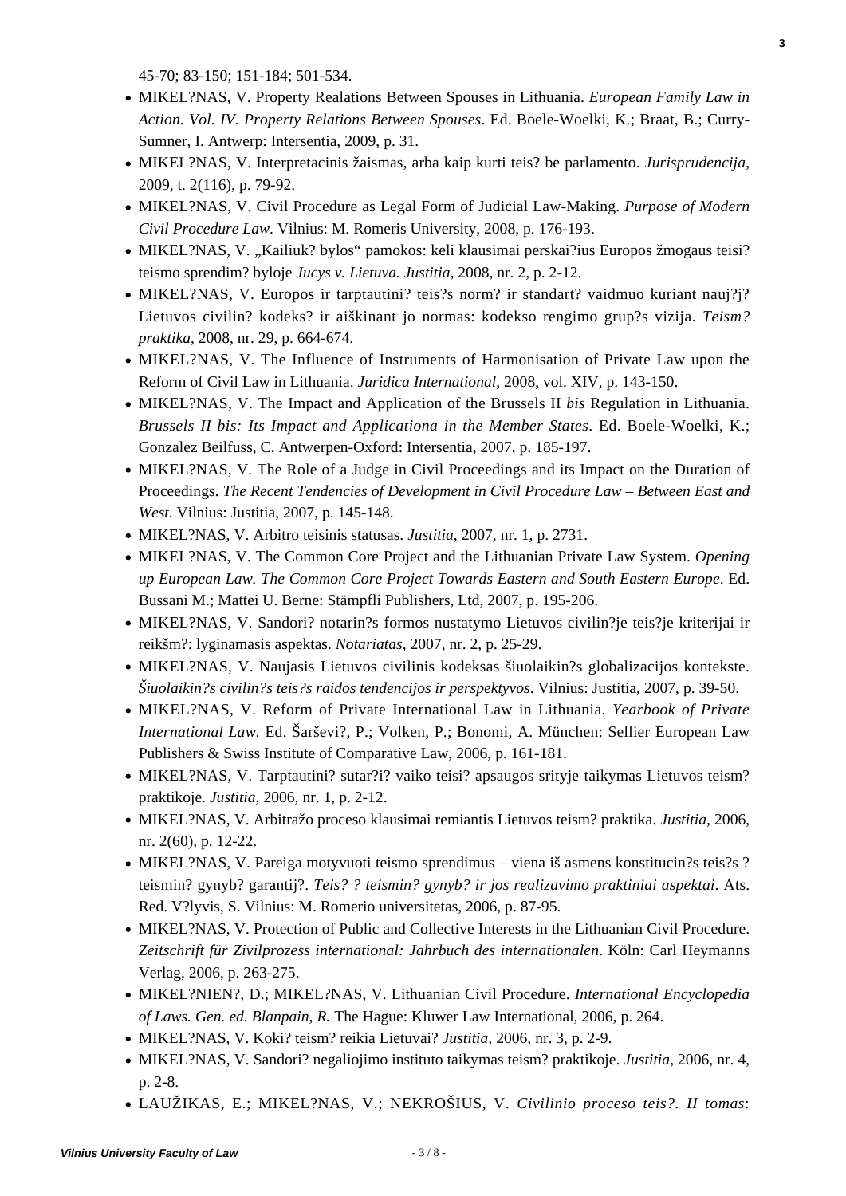45-70; 83-150; 151-184; 501-534.

- MIKEL?NAS, V. Property Realations Between Spouses in Lithuania. *European Family Law in Action. Vol. IV. Property Relations Between Spouses*. Ed. Boele-Woelki, K.; Braat, B.; Curry-Sumner, I. Antwerp: Intersentia, 2009, p. 31.
- MIKEL?NAS, V. Interpretacinis žaismas, arba kaip kurti teis? be parlamento. *Jurisprudencija*, 2009, t. 2(116), p. 79-92.
- MIKEL?NAS, V. Civil Procedure as Legal Form of Judicial Law-Making. *Purpose of Modern Civil Procedure Law*. Vilnius: M. Romeris University, 2008, p. 176-193.
- MIKEL?NAS, V. „Kailiuk? bylos" pamokos: keli klausimai perskai?ius Europos žmogaus teisi? teismo sprendim? byloje *Jucys v. Lietuva. Justitia*, 2008, nr. 2, p. 2-12.
- MIKEL?NAS, V. Europos ir tarptautini? teis?s norm? ir standart? vaidmuo kuriant nauj?j? Lietuvos civilin? kodeks? ir aiškinant jo normas: kodekso rengimo grup?s vizija. *Teism? praktika*, 2008, nr. 29, p. 664-674.
- MIKEL?NAS, V. The Influence of Instruments of Harmonisation of Private Law upon the Reform of Civil Law in Lithuania. *Juridica International*, 2008, vol. XIV, p. 143-150.
- MIKEL?NAS, V. The Impact and Application of the Brussels II *bis* Regulation in Lithuania. *Brussels II bis: Its Impact and Applicationa in the Member States*. Ed. Boele-Woelki, K.; Gonzalez Beilfuss, C. Antwerpen-Oxford: Intersentia, 2007, p. 185-197.
- MIKEL?NAS, V. The Role of a Judge in Civil Proceedings and its Impact on the Duration of Proceedings. *The Recent Tendencies of Development in Civil Procedure Law – Between East and West*. Vilnius: Justitia, 2007, p. 145-148.
- MIKEL?NAS, V. Arbitro teisinis statusas. *Justitia*, 2007, nr. 1, p. 2731.
- MIKEL?NAS, V. The Common Core Project and the Lithuanian Private Law System. *Opening up European Law. The Common Core Project Towards Eastern and South Eastern Europe*. Ed. Bussani M.; Mattei U. Berne: Stämpfli Publishers, Ltd, 2007, p. 195-206.
- MIKEL?NAS, V. Sandori? notarin?s formos nustatymo Lietuvos civilin?je teis?je kriterijai ir reikšm?: lyginamasis aspektas. *Notariatas*, 2007, nr. 2, p. 25-29.
- MIKEL?NAS, V. Naujasis Lietuvos civilinis kodeksas šiuolaikin?s globalizacijos kontekste. *Šiuolaikin?s civilin?s teis?s raidos tendencijos ir perspektyvos*. Vilnius: Justitia, 2007, p. 39-50.
- MIKEL?NAS, V. Reform of Private International Law in Lithuania. *Yearbook of Private International Law*. Ed. Šarševi?, P.; Volken, P.; Bonomi, A. München: Sellier European Law Publishers & Swiss Institute of Comparative Law, 2006, p. 161-181.
- MIKEL?NAS, V. Tarptautini? sutar?i? vaiko teisi? apsaugos srityje taikymas Lietuvos teism? praktikoje. *Justitia*, 2006, nr. 1, p. 2-12.
- MIKEL?NAS, V. Arbitražo proceso klausimai remiantis Lietuvos teism? praktika. *Justitia*, 2006, nr. 2(60), p. 12-22.
- MIKEL?NAS, V. Pareiga motyvuoti teismo sprendimus – viena iš asmens konstitucin?s teis?s ? teismin? gynyb? garantij?. *Teis? ? teismin? gynyb? ir jos realizavimo praktiniai aspektai*. Ats. Red. V?lyvis, S. Vilnius: M. Romerio universitetas, 2006, p. 87-95.
- MIKEL?NAS, V. Protection of Public and Collective Interests in the Lithuanian Civil Procedure. *Zeitschrift für Zivilprozess international: Jahrbuch des internationalen*. Köln: Carl Heymanns Verlag, 2006, p. 263-275.
- MIKEL?NIEN?, D.; MIKEL?NAS, V. Lithuanian Civil Procedure. *International Encyclopedia of Laws. Gen. ed. Blanpain, R.* The Hague: Kluwer Law International, 2006, p. 264.
- MIKEL?NAS, V. Koki? teism? reikia Lietuvai? *Justitia*, 2006, nr. 3, p. 2-9.
- MIKEL?NAS, V. Sandori? negaliojimo instituto taikymas teism? praktikoje. *Justitia*, 2006, nr. 4, p. 2-8.
- LAUŽIKAS, E.; MIKEL?NAS, V.; NEKROŠIUS, V. *Civilinio proceso teis?. II tomas*: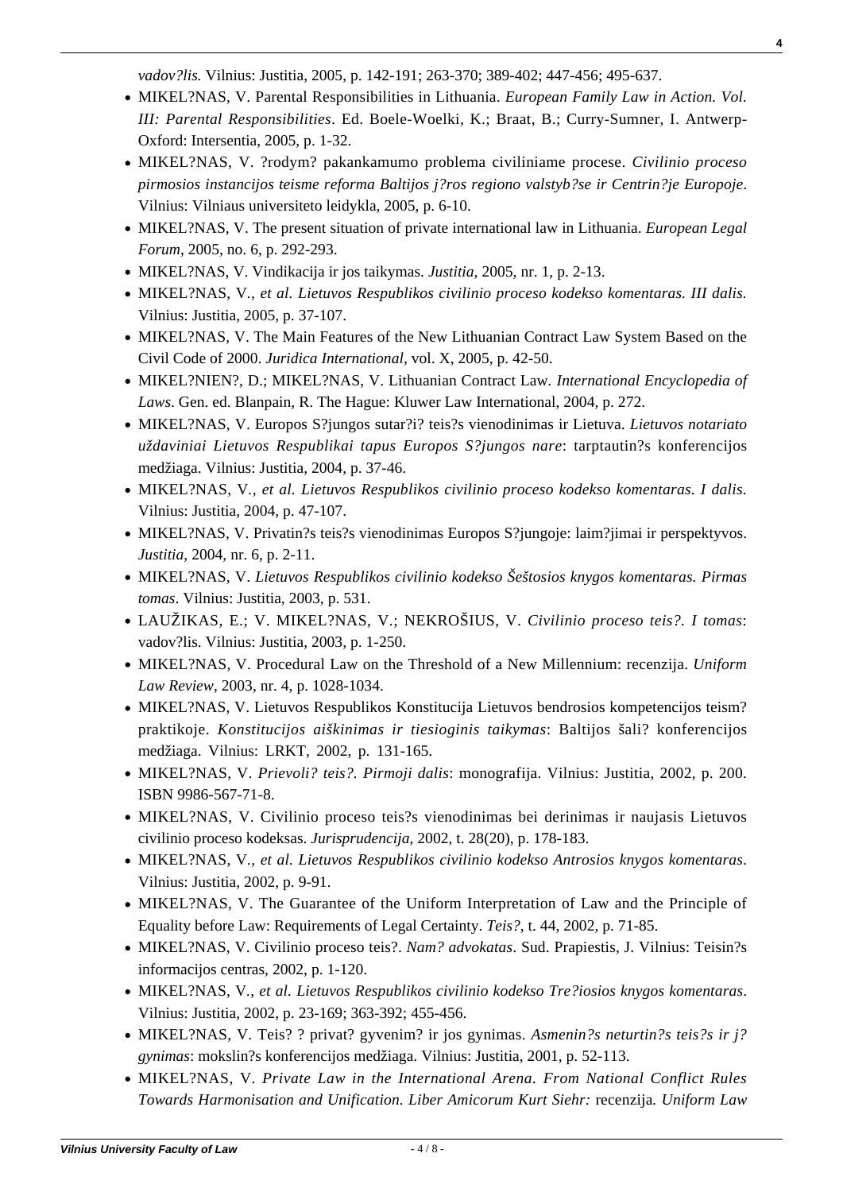*vadov?lis.* Vilnius: Justitia, 2005, p. 142-191; 263-370; 389-402; 447-456; 495-637.

- MIKEL?NAS, V. Parental Responsibilities in Lithuania. *European Family Law in Action. Vol. III: Parental Responsibilities*. Ed. Boele-Woelki, K.; Braat, B.; Curry-Sumner, I. Antwerp-Oxford: Intersentia, 2005, p. 1-32.
- MIKEL?NAS, V. ?rodym? pakankamumo problema civiliniame procese. *Civilinio proceso pirmosios instancijos teisme reforma Baltijos j?ros regiono valstyb?se ir Centrin?je Europoje*. Vilnius: Vilniaus universiteto leidykla, 2005, p. 6-10.
- MIKEL?NAS, V. The present situation of private international law in Lithuania. *European Legal Forum*, 2005, no. 6, p. 292-293.
- MIKEL?NAS, V. Vindikacija ir jos taikymas. *Justitia*, 2005, nr. 1, p. 2-13.
- MIKEL?NAS, V.*, et al. Lietuvos Respublikos civilinio proceso kodekso komentaras. III dalis.* Vilnius: Justitia, 2005, p. 37-107.
- MIKEL?NAS, V. The Main Features of the New Lithuanian Contract Law System Based on the Civil Code of 2000. *Juridica International*, vol. X, 2005, p. 42-50.
- MIKEL?NIEN?, D.; MIKEL?NAS, V. Lithuanian Contract Law. *International Encyclopedia of Laws*. Gen. ed. Blanpain, R. The Hague: Kluwer Law International, 2004, p. 272.
- MIKEL?NAS, V. Europos S?jungos sutar?i? teis?s vienodinimas ir Lietuva. *Lietuvos notariato uždaviniai Lietuvos Respublikai tapus Europos S?jungos nare*: tarptautin?s konferencijos medžiaga. Vilnius: Justitia, 2004, p. 37-46.
- MIKEL?NAS, V.*, et al. Lietuvos Respublikos civilinio proceso kodekso komentaras. I dalis.* Vilnius: Justitia, 2004, p. 47-107.
- MIKEL?NAS, V. Privatin?s teis?s vienodinimas Europos S?jungoje: laim?jimai ir perspektyvos. *Justitia*, 2004, nr. 6, p. 2-11.
- MIKEL?NAS, V. *Lietuvos Respublikos civilinio kodekso Šeštosios knygos komentaras. Pirmas tomas*. Vilnius: Justitia, 2003, p. 531.
- LAUŽIKAS, E.; V. MIKEL?NAS, V.; NEKROŠIUS, V. *Civilinio proceso teis?. I tomas*: vadov?lis. Vilnius: Justitia, 2003, p. 1-250.
- MIKEL?NAS, V. Procedural Law on the Threshold of a New Millennium: recenzija. *Uniform Law Review*, 2003, nr. 4, p. 1028-1034.
- MIKEL?NAS, V. Lietuvos Respublikos Konstitucija Lietuvos bendrosios kompetencijos teism? praktikoje. *Konstitucijos aiškinimas ir tiesioginis taikymas*: Baltijos šali? konferencijos medžiaga. Vilnius: LRKT, 2002, p. 131-165.
- MIKEL?NAS, V. *Prievoli? teis?. Pirmoji dalis*: monografija. Vilnius: Justitia, 2002, p. 200. ISBN 9986-567-71-8.
- MIKEL?NAS, V. Civilinio proceso teis?s vienodinimas bei derinimas ir naujasis Lietuvos civilinio proceso kodeksas. *Jurisprudencija*, 2002, t. 28(20), p. 178-183.
- MIKEL?NAS, V.*, et al. Lietuvos Respublikos civilinio kodekso Antrosios knygos komentaras*. Vilnius: Justitia, 2002, p. 9-91.
- MIKEL?NAS, V. The Guarantee of the Uniform Interpretation of Law and the Principle of Equality before Law: Requirements of Legal Certainty. *Teis?*, t. 44, 2002, p. 71-85.
- MIKEL?NAS, V. Civilinio proceso teis?. *Nam? advokatas*. Sud. Prapiestis, J. Vilnius: Teisin?s informacijos centras, 2002, p. 1-120.
- MIKEL?NAS, V.*, et al. Lietuvos Respublikos civilinio kodekso Tre?iosios knygos komentaras*. Vilnius: Justitia, 2002, p. 23-169; 363-392; 455-456.
- MIKEL?NAS, V. Teis? ? privat? gyvenim? ir jos gynimas. *Asmenin?s neturtin?s teis?s ir j? gynimas*: mokslin?s konferencijos medžiaga. Vilnius: Justitia, 2001, p. 52-113.
- MIKEL?NAS, V. *Private Law in the International Arena. From National Conflict Rules Towards Harmonisation and Unification. Liber Amicorum Kurt Siehr:* recenzija. *Uniform Law*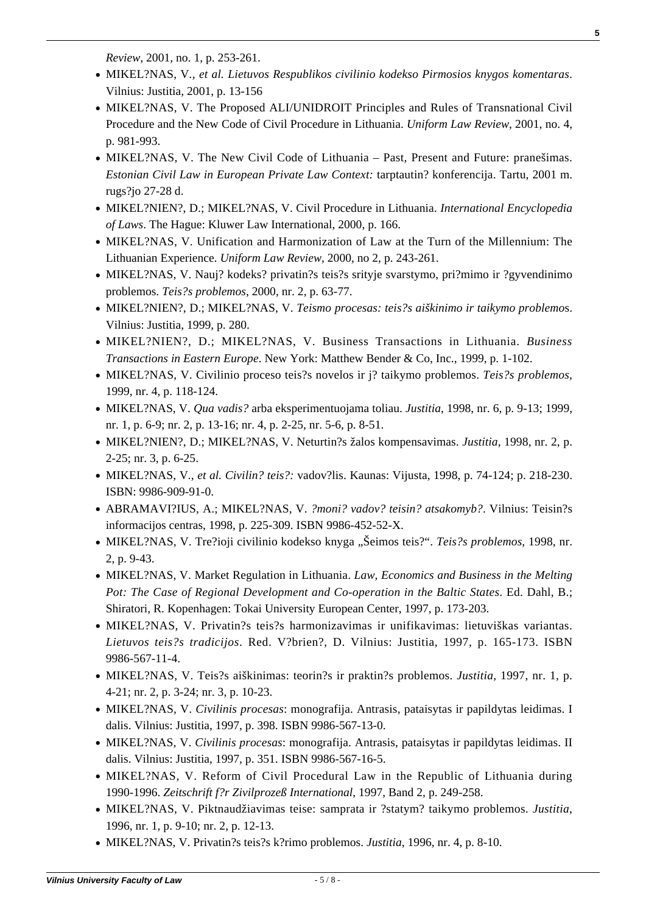*Review*, 2001, no. 1, p. 253-261.

- MIKEL?NAS, V*., et al. Lietuvos Respublikos civilinio kodekso Pirmosios knygos komentaras*. Vilnius: Justitia, 2001, p. 13-156
- MIKEL?NAS, V. The Proposed ALI/UNIDROIT Principles and Rules of Transnational Civil Procedure and the New Code of Civil Procedure in Lithuania. *Uniform Law Review*, 2001, no. 4, p. 981-993.
- MIKEL?NAS, V. The New Civil Code of Lithuania – Past, Present and Future: pranešimas. *Estonian Civil Law in European Private Law Context:* tarptautin? konferencija. Tartu, 2001 m. rugs?jo 27-28 d.
- MIKEL?NIEN?, D.; MIKEL?NAS, V. Civil Procedure in Lithuania. *International Encyclopedia of Laws*. The Hague: Kluwer Law International, 2000, p. 166.
- MIKEL?NAS, V. Unification and Harmonization of Law at the Turn of the Millennium: The Lithuanian Experience. *Uniform Law Review*, 2000, no 2, p. 243-261.
- MIKEL?NAS, V. Nauj? kodeks? privatin?s teis?s srityje svarstymo, pri?mimo ir ?gyvendinimo problemos. *Teis?s problemos*, 2000, nr. 2, p. 63-77.
- MIKEL?NIEN?, D.; MIKEL?NAS, V. *Teismo procesas: teis?s aiškinimo ir taikymo problemo*s. Vilnius: Justitia, 1999, p. 280.
- MIKEL?NIEN?, D.; MIKEL?NAS, V. Business Transactions in Lithuania. *Business Transactions in Eastern Europe*. New York: Matthew Bender & Co, Inc., 1999, p. 1-102.
- MIKEL?NAS, V. Civilinio proceso teis?s novelos ir j? taikymo problemos. *Teis?s problemos*, 1999, nr. 4, p. 118-124.
- MIKEL?NAS, V. *Qua vadis?* arba eksperimentuojama toliau. *Justitia*, 1998, nr. 6, p. 9-13; 1999, nr. 1, p. 6-9; nr. 2, p. 13-16; nr. 4, p. 2-25, nr. 5-6, p. 8-51.
- MIKEL?NIEN?, D.; MIKEL?NAS, V. Neturtin?s žalos kompensavimas. *Justitia*, 1998, nr. 2, p. 2-25; nr. 3, p. 6-25.
- MIKEL?NAS, V*., et al. Civilin? teis?:* vadov?lis. Kaunas: Vijusta, 1998, p. 74-124; p. 218-230. ISBN: 9986-909-91-0.
- ABRAMAVI?IUS, A.; MIKEL?NAS, V. *?moni? vadov? teisin? atsakomyb?*. Vilnius: Teisin?s informacijos centras, 1998, p. 225-309. ISBN 9986-452-52-X.
- MIKEL?NAS, V. Tre?ioji civilinio kodekso knyga „Šeimos teis?". *Teis?s problemos*, 1998, nr. 2, p. 9-43.
- MIKEL?NAS, V. Market Regulation in Lithuania. *Law, Economics and Business in the Melting Pot: The Case of Regional Development and Co-operation in the Baltic States*. Ed. Dahl, B.; Shiratori, R. Kopenhagen: Tokai University European Center, 1997, p. 173-203.
- MIKEL?NAS, V. Privatin?s teis?s harmonizavimas ir unifikavimas: lietuviškas variantas. *Lietuvos teis?s tradicijos*. Red. V?brien?, D. Vilnius: Justitia, 1997, p. 165-173. ISBN 9986-567-11-4.
- MIKEL?NAS, V. Teis?s aiškinimas: teorin?s ir praktin?s problemos. *Justitia*, 1997, nr. 1, p. 4-21; nr. 2, p. 3-24; nr. 3, p. 10-23.
- MIKEL?NAS, V. *Civilinis procesas*: monografija. Antrasis, pataisytas ir papildytas leidimas. I dalis. Vilnius: Justitia, 1997, p. 398. ISBN 9986-567-13-0.
- MIKEL?NAS, V. *Civilinis procesas*: monografija. Antrasis, pataisytas ir papildytas leidimas. II dalis. Vilnius: Justitia, 1997, p. 351. ISBN 9986-567-16-5.
- MIKEL?NAS, V. Reform of Civil Procedural Law in the Republic of Lithuania during 1990-1996. *Zeitschrift f?r Zivilprozeß International*, 1997, Band 2, p. 249-258.
- MIKEL?NAS, V. Piktnaudžiavimas teise: samprata ir ?statym? taikymo problemos. *Justitia*, 1996, nr. 1, p. 9-10; nr. 2, p. 12-13.
- MIKEL?NAS, V. Privatin?s teis?s k?rimo problemos. *Justitia*, 1996, nr. 4, p. 8-10.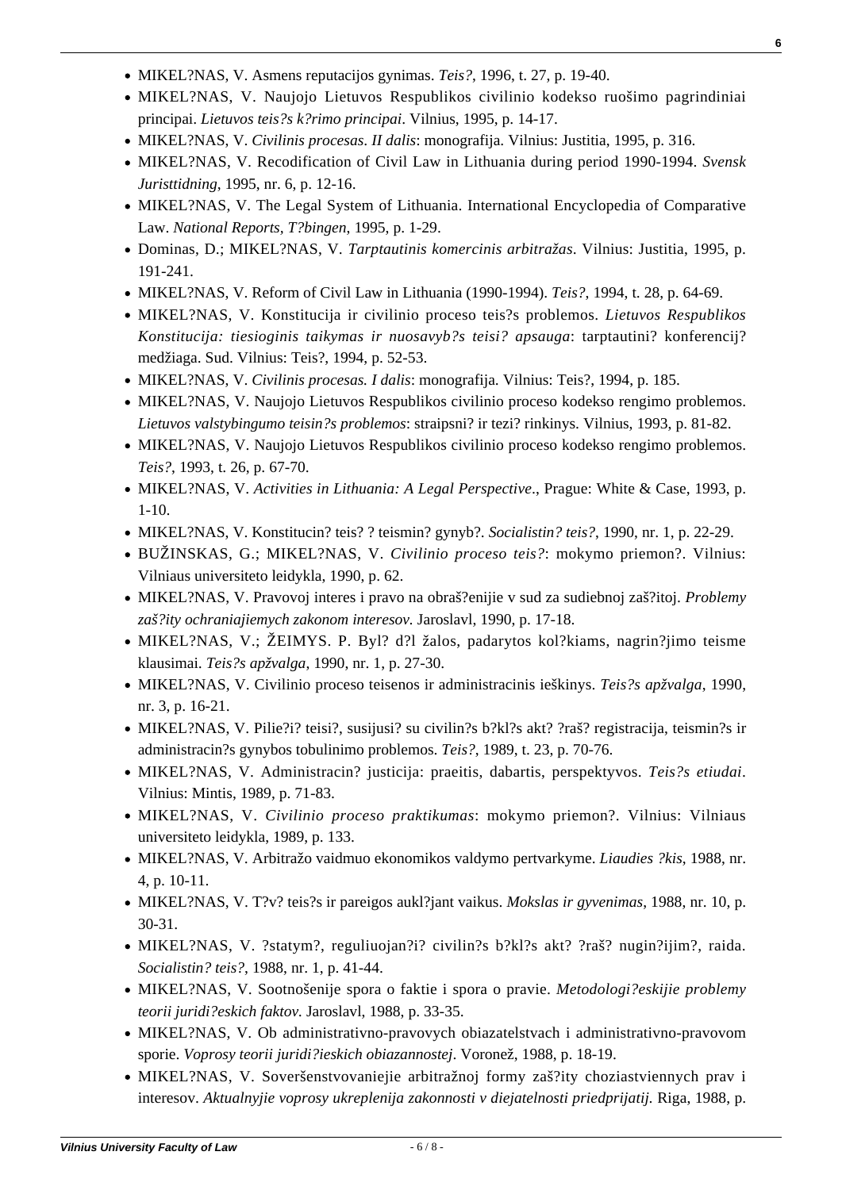- MIKEL?NAS, V. Asmens reputacijos gynimas. *Teis?*, 1996, t. 27, p. 19-40.
- MIKEL?NAS, V. Naujojo Lietuvos Respublikos civilinio kodekso ruošimo pagrindiniai principai. *Lietuvos teis?s k?rimo principai.* Vilnius, 1995, p. 14-17.
- MIKEL?NAS, V. *Civilinis procesas. II dalis*: monografija. Vilnius: Justitia, 1995, p. 316.
- MIKEL?NAS, V. Recodification of Civil Law in Lithuania during period 1990-1994. *Svensk Juristtidning*, 1995, nr. 6, p. 12-16.
- MIKEL?NAS, V. The Legal System of Lithuania. International Encyclopedia of Comparative Law. *National Reports, T?bingen*, 1995, p. 1-29.
- Dominas, D.; MIKEL?NAS, V. *Tarptautinis komercinis arbitražas*. Vilnius: Justitia, 1995, p. 191-241.
- MIKEL?NAS, V. Reform of Civil Law in Lithuania (1990-1994). *Teis?*, 1994, t. 28, p. 64-69.
- MIKEL?NAS, V. Konstitucija ir civilinio proceso teis?s problemos. *Lietuvos Respublikos Konstitucija: tiesioginis taikymas ir nuosavyb?s teisi? apsauga*: tarptautini? konferencij? medžiaga. Sud. Vilnius: Teis?, 1994, p. 52-53.
- MIKEL?NAS, V. *Civilinis procesas. I dalis*: monografija. Vilnius: Teis?, 1994, p. 185.
- MIKEL?NAS, V. Naujojo Lietuvos Respublikos civilinio proceso kodekso rengimo problemos. *Lietuvos valstybingumo teisin?s problemos*: straipsni? ir tezi? rinkinys. Vilnius, 1993, p. 81-82.
- MIKEL?NAS, V. Naujojo Lietuvos Respublikos civilinio proceso kodekso rengimo problemos. *Teis?*, 1993, t. 26, p. 67-70.
- MIKEL?NAS, V. *Activities in Lithuania: A Legal Perspective*., Prague: White & Case, 1993, p. 1-10.
- MIKEL?NAS, V. Konstitucin? teis? ? teismin? gynyb?. *Socialistin? teis?*, 1990, nr. 1, p. 22-29.
- BUŽINSKAS, G.; MIKEL?NAS, V. *Civilinio proceso teis?*: mokymo priemon?. Vilnius: Vilniaus universiteto leidykla, 1990, p. 62.
- MIKEL?NAS, V. Pravovoj interes i pravo na obraš?enijie v sud za sudiebnoj zaš?itoj. *Problemy zaš?ity ochraniajiemych zakonom interesov.* Jaroslavl, 1990, p. 17-18.
- MIKEL?NAS, V.; ŽEIMYS. P. Byl? d?l žalos, padarytos kol?kiams, nagrin?jimo teisme klausimai. *Teis?s apžvalga*, 1990, nr. 1, p. 27-30.
- MIKEL?NAS, V. Civilinio proceso teisenos ir administracinis ieškinys. *Teis?s apžvalga*, 1990, nr. 3, p. 16-21.
- MIKEL?NAS, V. Pilie?i? teisi?, susijusi? su civilin?s b?kl?s akt? ?raš? registracija, teismin?s ir administracin?s gynybos tobulinimo problemos. *Teis?*, 1989, t. 23, p. 70-76.
- MIKEL?NAS, V. Administracin? justicija: praeitis, dabartis, perspektyvos. *Teis?s etiudai*. Vilnius: Mintis, 1989, p. 71-83.
- MIKEL?NAS, V. *Civilinio proceso praktikumas*: mokymo priemon?. Vilnius: Vilniaus universiteto leidykla, 1989, p. 133.
- MIKEL?NAS, V. Arbitražo vaidmuo ekonomikos valdymo pertvarkyme. *Liaudies ?kis*, 1988, nr. 4, p. 10-11.
- MIKEL?NAS, V. T?v? teis?s ir pareigos aukl?jant vaikus. *Mokslas ir gyvenimas*, 1988, nr. 10, p. 30-31.
- MIKEL?NAS, V. ?statym?, reguliuojan?i? civilin?s b?kl?s akt? ?raš? nugin?ijim?, raida. *Socialistin? teis?*, 1988, nr. 1, p. 41-44.
- MIKEL?NAS, V. Sootnošenije spora o faktie i spora o pravie. *Metodologi?eskijie problemy teorii juridi?eskich faktov.* Jaroslavl, 1988, p. 33-35.
- MIKEL?NAS, V. Ob administrativno-pravovych obiazatelstvach i administrativno-pravovom sporie. *Voprosy teorii juridi?ieskich obiazannostej*. Voronež, 1988, p. 18-19.
- MIKEL?NAS, V. Soveršenstvovaniejie arbitražnoj formy zaš?ity choziastviennych prav i interesov. *Aktualnyjie voprosy ukreplenija zakonnosti v diejatelnosti priedprijatij.* Riga, 1988, p.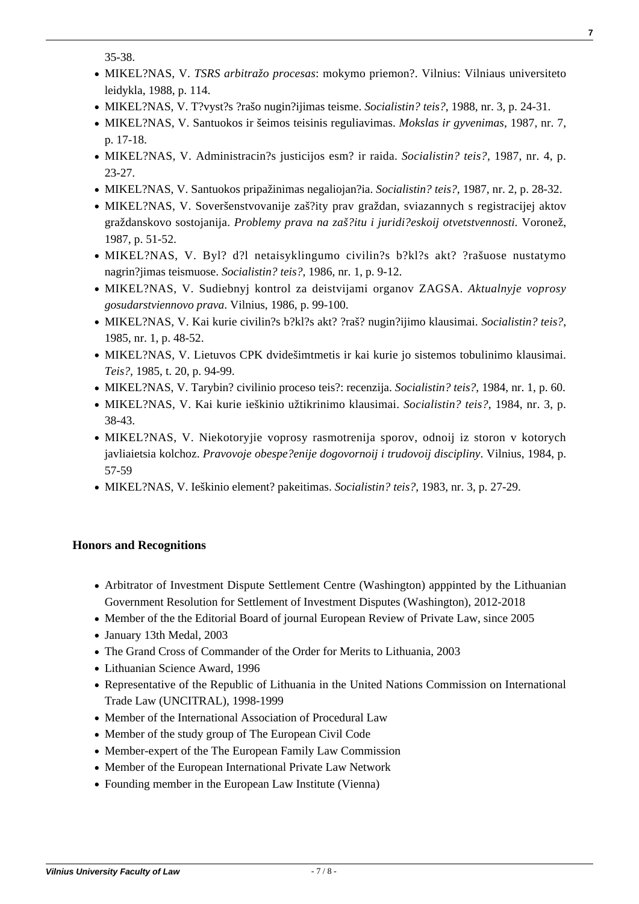35-38.

- MIKEL?NAS, V. *TSRS arbitražo procesas*: mokymo priemon?. Vilnius: Vilniaus universiteto leidykla, 1988, p. 114.
- MIKEL?NAS, V. T?vyst?s ?rašo nugin?ijimas teisme. *Socialistin? teis?*, 1988, nr. 3, p. 24-31.
- MIKEL?NAS, V. Santuokos ir šeimos teisinis reguliavimas. *Mokslas ir gyvenimas*, 1987, nr. 7, p. 17-18.
- MIKEL?NAS, V. Administracin?s justicijos esm? ir raida. *Socialistin? teis?*, 1987, nr. 4, p. 23-27.
- MIKEL?NAS, V. Santuokos pripažinimas negaliojan?ia. *Socialistin? teis?*, 1987, nr. 2, p. 28-32.
- MIKEL?NAS, V. Soveršenstvovanije zaš?ity prav graždan, sviazannych s registracijej aktov graždanskovo sostojanija. *Problemy prava na zaš?itu i juridi?eskoij otvetstvennosti*. Voronež, 1987, p. 51-52.
- MIKEL?NAS, V. Byl? d?l netaisyklingumo civilin?s b?kl?s akt? ?rašuose nustatymo nagrin?jimas teismuose. *Socialistin? teis?*, 1986, nr. 1, p. 9-12.
- MIKEL?NAS, V. Sudiebnyj kontrol za deistvijami organov ZAGSA. *Aktualnyje voprosy gosudarstviennovo prava*. Vilnius, 1986, p. 99-100.
- MIKEL?NAS, V. Kai kurie civilin?s b?kl?s akt? ?raš? nugin?ijimo klausimai. *Socialistin? teis?*, 1985, nr. 1, p. 48-52.
- MIKEL?NAS, V. Lietuvos CPK dvidešimtmetis ir kai kurie jo sistemos tobulinimo klausimai. *Teis?*, 1985, t. 20, p. 94-99.
- MIKEL?NAS, V. Tarybin? civilinio proceso teis?: recenzija. *Socialistin? teis?*, 1984, nr. 1, p. 60.
- MIKEL?NAS, V. Kai kurie ieškinio užtikrinimo klausimai. *Socialistin? teis?*, 1984, nr. 3, p. 38-43.
- MIKEL?NAS, V. Niekotoryjie voprosy rasmotrenija sporov, odnoij iz storon v kotorych javliaietsia kolchoz. *Pravovoje obespe?enije dogovornoij i trudovoij discipliny*. Vilnius, 1984, p. 57-59
- MIKEL?NAS, V. Ieškinio element? pakeitimas. *Socialistin? teis?*, 1983, nr. 3, p. 27-29.

### Honors and Recognitions

- Arbitrator of Investment Dispute Settlement Centre (Washington) apppinted by the Lithuanian Government Resolution for Settlement of Investment Disputes (Washington), 2012-2018
- Member of the the Editorial Board of journal European Review of Private Law, since 2005
- January 13th Medal, 2003
- The Grand Cross of Commander of the Order for Merits to Lithuania, 2003
- Lithuanian Science Award, 1996
- Representative of the Republic of Lithuania in the United Nations Commission on International Trade Law (UNCITRAL), 1998-1999
- Member of the International Association of Procedural Law
- Member of the study group of The European Civil Code
- Member-expert of the The European Family Law Commission
- Member of the European International Private Law Network
- Founding member in the European Law Institute (Vienna)